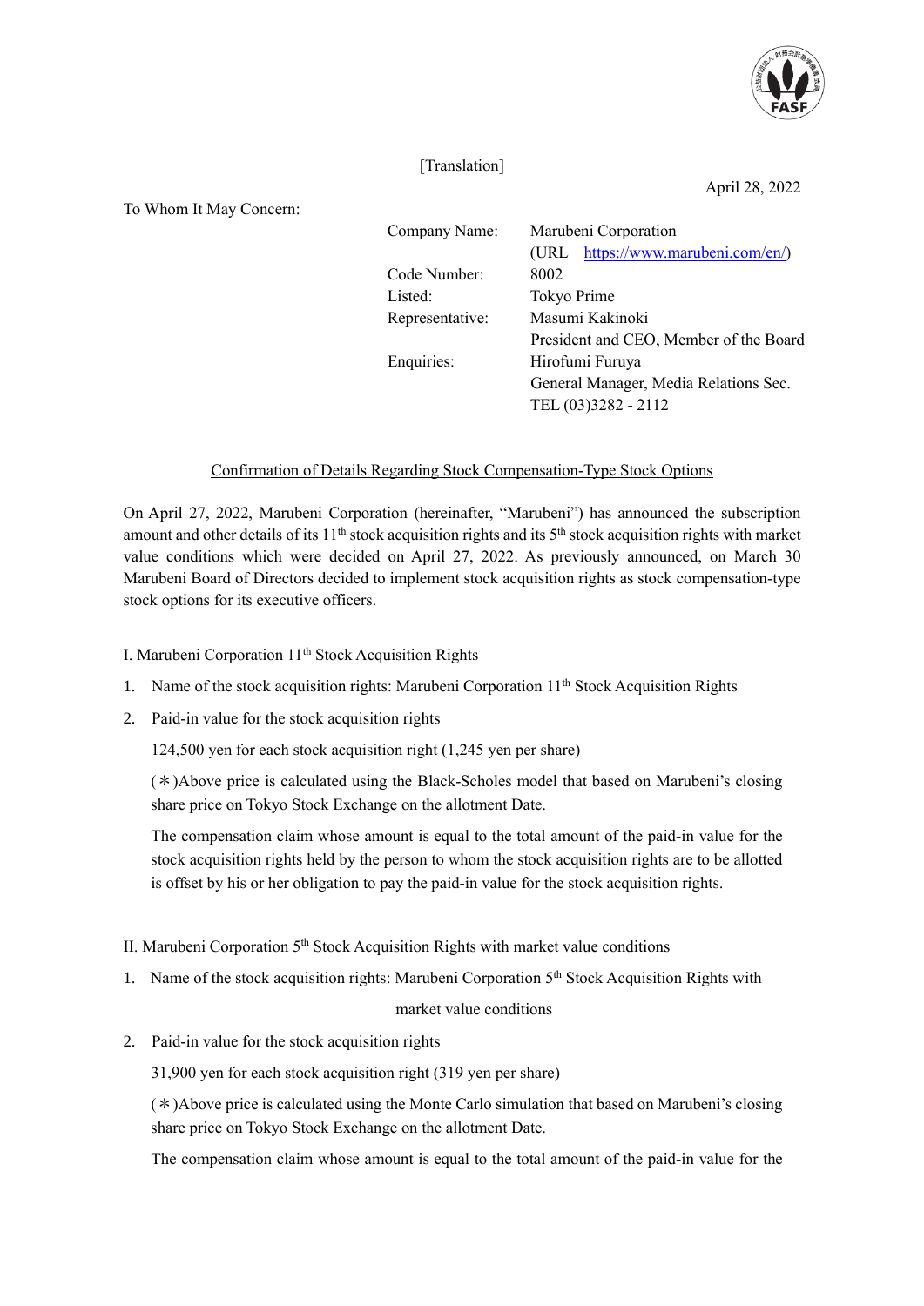[Translation]

April 28, 2022

To Whom It May Concern:

| | |
|---|---|
| Company Name: | Marubeni Corporation (URL https://www.marubeni.com/en/) |
| Code Number: | 8002 |
| Listed: | Tokyo Prime |
| Representative: | Masumi Kakinoki<br>President and CEO, Member of the Board |
| Enquiries: | Hirofumi Furuya<br>General Manager, Media Relations Sec.<br>TEL (03)3282 - 2112 |

## Confirmation of Details Regarding Stock Compensation-Type Stock Options

On April 27, 2022, Marubeni Corporation (hereinafter, "Marubeni") has announced the subscription amount and other details of its 11th stock acquisition rights and its 5th stock acquisition rights with market value conditions which were decided on April 27, 2022. As previously announced, on March 30 Marubeni Board of Directors decided to implement stock acquisition rights as stock compensation-type stock options for its executive officers.

### I. Marubeni Corporation 11th Stock Acquisition Rights

1. Name of the stock acquisition rights: Marubeni Corporation 11th Stock Acquisition Rights
2. Paid-in value for the stock acquisition rights

   124,500 yen for each stock acquisition right (1,245 yen per share)

   (＊)Above price is calculated using the Black-Scholes model that based on Marubeni's closing share price on Tokyo Stock Exchange on the allotment Date.

   The compensation claim whose amount is equal to the total amount of the paid-in value for the stock acquisition rights held by the person to whom the stock acquisition rights are to be allotted is offset by his or her obligation to pay the paid-in value for the stock acquisition rights.

### II. Marubeni Corporation 5th Stock Acquisition Rights with market value conditions

1. Name of the stock acquisition rights: Marubeni Corporation 5th Stock Acquisition Rights with market value conditions
2. Paid-in value for the stock acquisition rights

   31,900 yen for each stock acquisition right (319 yen per share)

   (＊)Above price is calculated using the Monte Carlo simulation that based on Marubeni's closing share price on Tokyo Stock Exchange on the allotment Date.

   The compensation claim whose amount is equal to the total amount of the paid-in value for the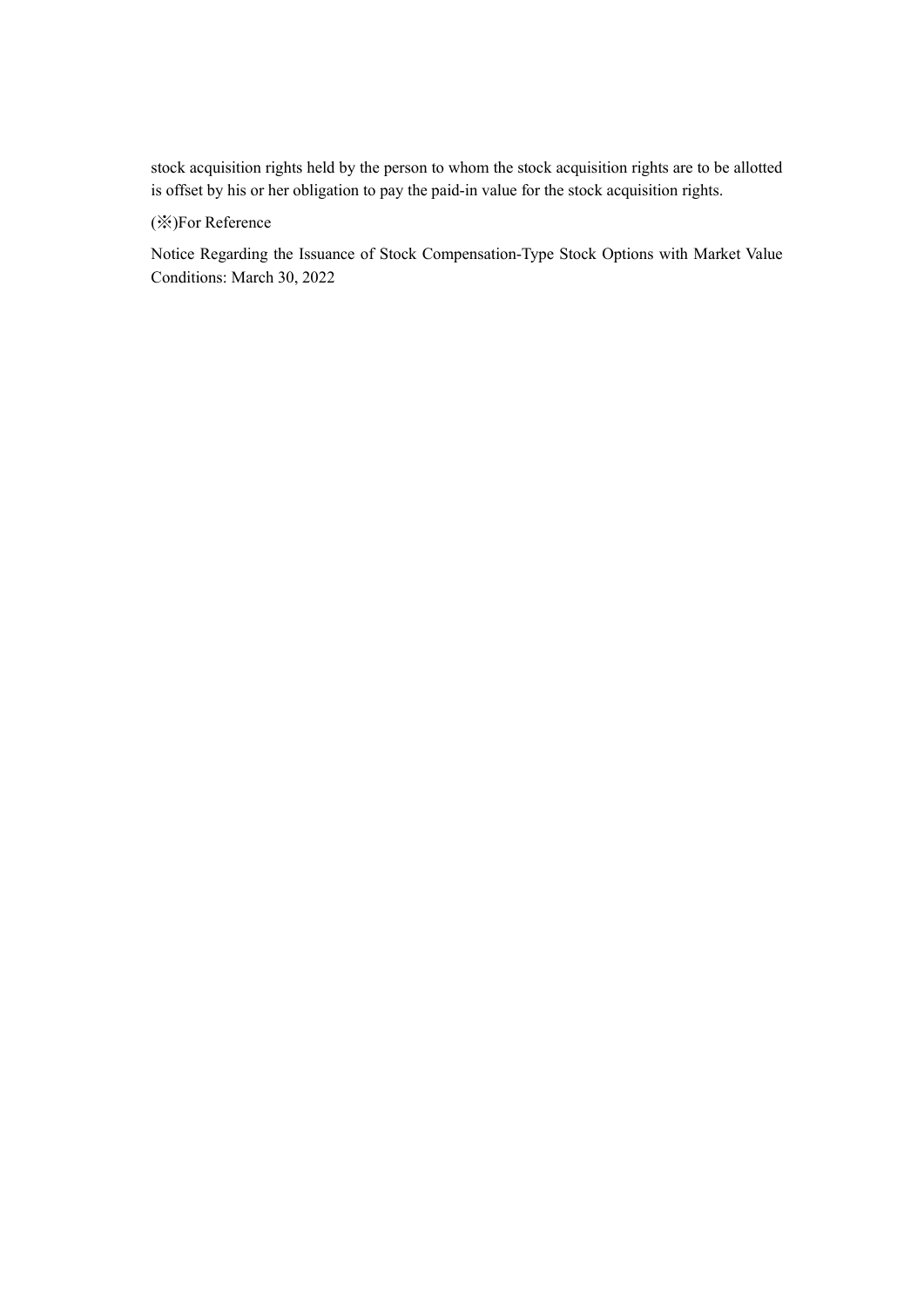stock acquisition rights held by the person to whom the stock acquisition rights are to be allotted is offset by his or her obligation to pay the paid-in value for the stock acquisition rights.

(※)For Reference

Notice Regarding the Issuance of Stock Compensation-Type Stock Options with Market Value Conditions: March 30, 2022